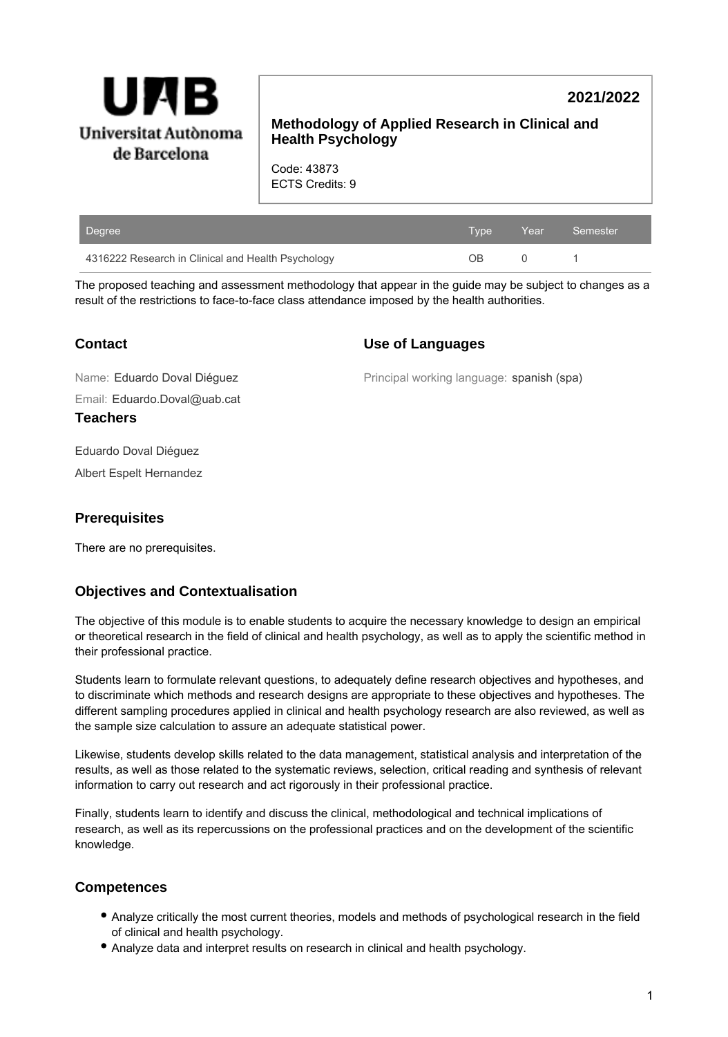Universitat Autònoma de Barcelona

**2021/2022**

## Methodology of Applied Research in Clinical and Health Psychology

Code: 43873
ECTS Credits: 9

| Degree | Type | Year | Semester |
|---|---|---|---|
| 4316222 Research in Clinical and Health Psychology | OB | 0 | 1 |

The proposed teaching and assessment methodology that appear in the guide may be subject to changes as a result of the restrictions to face-to-face class attendance imposed by the health authorities.

### Contact

Name: Eduardo Doval Diéguez

Email: Eduardo.Doval@uab.cat

### Use of Languages

Principal working language: spanish (spa)

### Teachers

Eduardo Doval Diéguez

Albert Espelt Hernandez

### Prerequisites

There are no prerequisites.

### Objectives and Contextualisation

The objective of this module is to enable students to acquire the necessary knowledge to design an empirical or theoretical research in the field of clinical and health psychology, as well as to apply the scientific method in their professional practice.

Students learn to formulate relevant questions, to adequately define research objectives and hypotheses, and to discriminate which methods and research designs are appropriate to these objectives and hypotheses. The different sampling procedures applied in clinical and health psychology research are also reviewed, as well as the sample size calculation to assure an adequate statistical power.

Likewise, students develop skills related to the data management, statistical analysis and interpretation of the results, as well as those related to the systematic reviews, selection, critical reading and synthesis of relevant information to carry out research and act rigorously in their professional practice.

Finally, students learn to identify and discuss the clinical, methodological and technical implications of research, as well as its repercussions on the professional practices and on the development of the scientific knowledge.

### Competences

- Analyze critically the most current theories, models and methods of psychological research in the field of clinical and health psychology.
- Analyze data and interpret results on research in clinical and health psychology.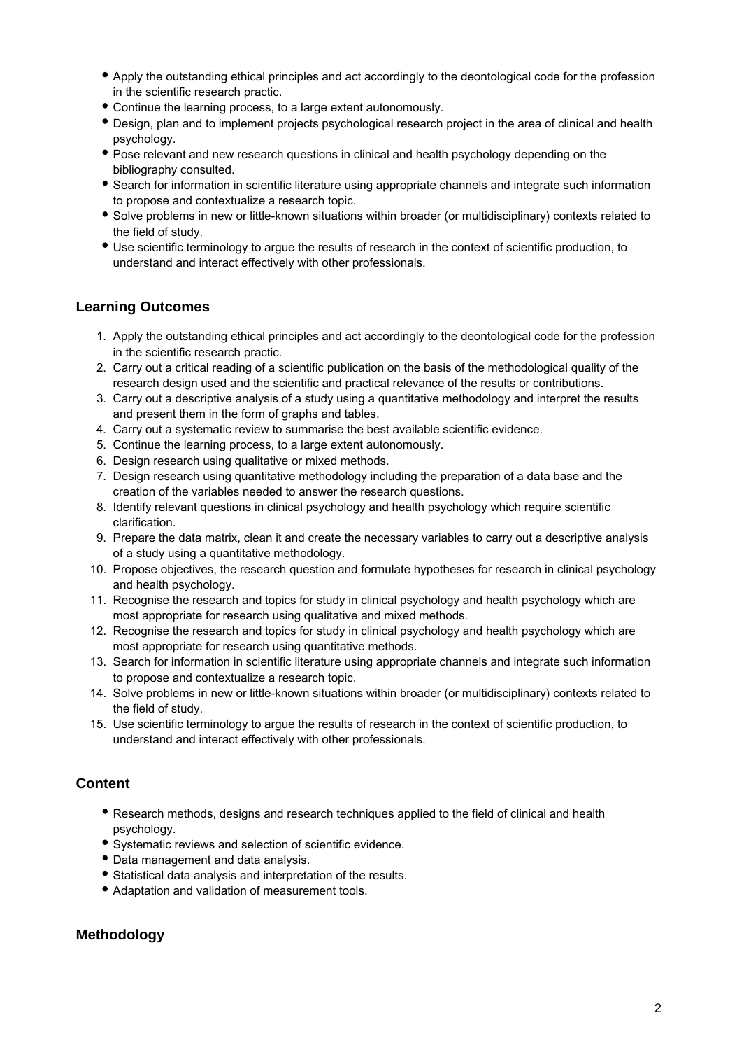- Apply the outstanding ethical principles and act accordingly to the deontological code for the profession in the scientific research practic.
- Continue the learning process, to a large extent autonomously.
- Design, plan and to implement projects psychological research project in the area of clinical and health psychology.
- Pose relevant and new research questions in clinical and health psychology depending on the bibliography consulted.
- Search for information in scientific literature using appropriate channels and integrate such information to propose and contextualize a research topic.
- Solve problems in new or little-known situations within broader (or multidisciplinary) contexts related to the field of study.
- Use scientific terminology to argue the results of research in the context of scientific production, to understand and interact effectively with other professionals.

## Learning Outcomes

1. Apply the outstanding ethical principles and act accordingly to the deontological code for the profession in the scientific research practic.
2. Carry out a critical reading of a scientific publication on the basis of the methodological quality of the research design used and the scientific and practical relevance of the results or contributions.
3. Carry out a descriptive analysis of a study using a quantitative methodology and interpret the results and present them in the form of graphs and tables.
4. Carry out a systematic review to summarise the best available scientific evidence.
5. Continue the learning process, to a large extent autonomously.
6. Design research using qualitative or mixed methods.
7. Design research using quantitative methodology including the preparation of a data base and the creation of the variables needed to answer the research questions.
8. Identify relevant questions in clinical psychology and health psychology which require scientific clarification.
9. Prepare the data matrix, clean it and create the necessary variables to carry out a descriptive analysis of a study using a quantitative methodology.
10. Propose objectives, the research question and formulate hypotheses for research in clinical psychology and health psychology.
11. Recognise the research and topics for study in clinical psychology and health psychology which are most appropriate for research using qualitative and mixed methods.
12. Recognise the research and topics for study in clinical psychology and health psychology which are most appropriate for research using quantitative methods.
13. Search for information in scientific literature using appropriate channels and integrate such information to propose and contextualize a research topic.
14. Solve problems in new or little-known situations within broader (or multidisciplinary) contexts related to the field of study.
15. Use scientific terminology to argue the results of research in the context of scientific production, to understand and interact effectively with other professionals.

## Content

- Research methods, designs and research techniques applied to the field of clinical and health psychology.
- Systematic reviews and selection of scientific evidence.
- Data management and data analysis.
- Statistical data analysis and interpretation of the results.
- Adaptation and validation of measurement tools.

## Methodology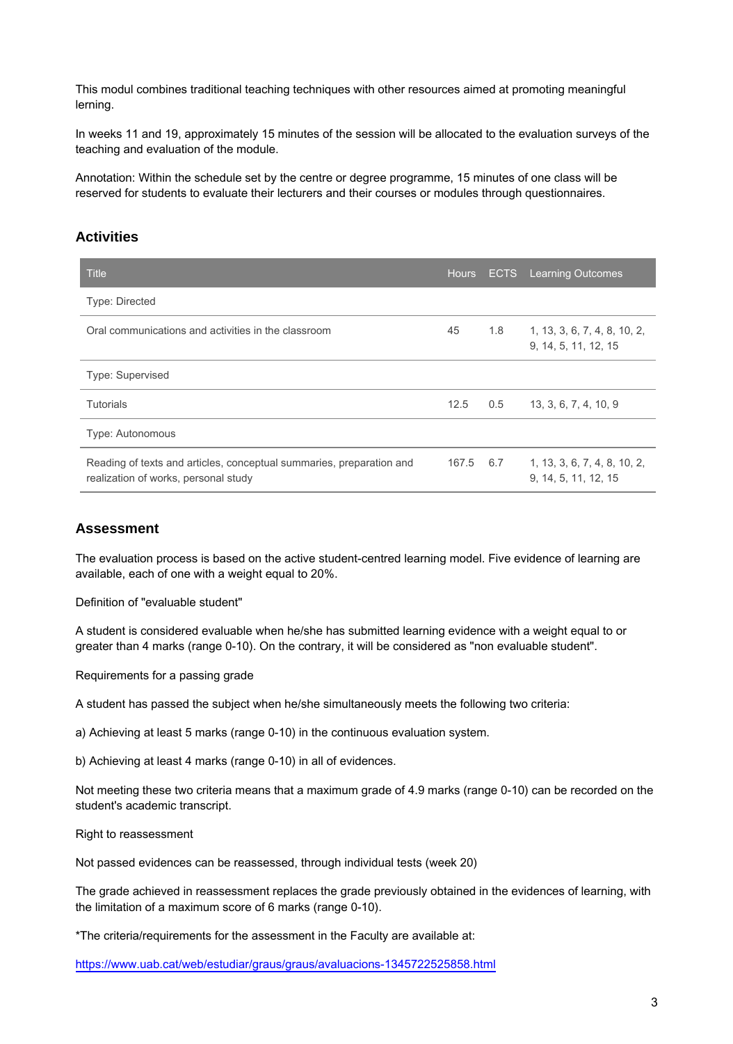This modul combines traditional teaching techniques with other resources aimed at promoting meaningful lerning.

In weeks 11 and 19, approximately 15 minutes of the session will be allocated to the evaluation surveys of the teaching and evaluation of the module.

Annotation: Within the schedule set by the centre or degree programme, 15 minutes of one class will be reserved for students to evaluate their lecturers and their courses or modules through questionnaires.

## Activities

| Title | Hours | ECTS | Learning Outcomes |
|---|---|---|---|
| Type: Directed | | | |
| Oral communications and activities in the classroom | 45 | 1.8 | 1, 13, 3, 6, 7, 4, 8, 10, 2, 9, 14, 5, 11, 12, 15 |
| Type: Supervised | | | |
| Tutorials | 12.5 | 0.5 | 13, 3, 6, 7, 4, 10, 9 |
| Type: Autonomous | | | |
| Reading of texts and articles, conceptual summaries, preparation and realization of works, personal study | 167.5 | 6.7 | 1, 13, 3, 6, 7, 4, 8, 10, 2, 9, 14, 5, 11, 12, 15 |

## Assessment

The evaluation process is based on the active student-centred learning model. Five evidence of learning are available, each of one with a weight equal to 20%.

Definition of "evaluable student"

A student is considered evaluable when he/she has submitted learning evidence with a weight equal to or greater than 4 marks (range 0-10). On the contrary, it will be considered as "non evaluable student".

Requirements for a passing grade

A student has passed the subject when he/she simultaneously meets the following two criteria:

a) Achieving at least 5 marks (range 0-10) in the continuous evaluation system.

b) Achieving at least 4 marks (range 0-10) in all of evidences.

Not meeting these two criteria means that a maximum grade of 4.9 marks (range 0-10) can be recorded on the student's academic transcript.

Right to reassessment

Not passed evidences can be reassessed, through individual tests (week 20)

The grade achieved in reassessment replaces the grade previously obtained in the evidences of learning, with the limitation of a maximum score of 6 marks (range 0-10).

*The criteria/requirements for the assessment in the Faculty are available at:

https://www.uab.cat/web/estudiar/graus/graus/avaluacions-1345722525858.html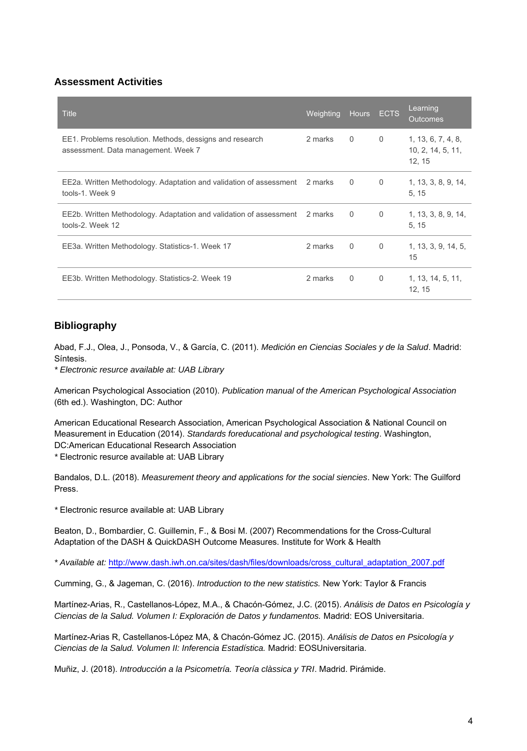### Assessment Activities

| Title | Weighting | Hours | ECTS | Learning Outcomes |
|---|---|---|---|---|
| EE1. Problems resolution. Methods, dessigns and research assessment. Data management. Week 7 | 2 marks | 0 | 0 | 1, 13, 6, 7, 4, 8, 10, 2, 14, 5, 11, 12, 15 |
| EE2a. Written Methodology. Adaptation and validation of assessment tools-1. Week 9 | 2 marks | 0 | 0 | 1, 13, 3, 8, 9, 14, 5, 15 |
| EE2b. Written Methodology. Adaptation and validation of assessment tools-2. Week 12 | 2 marks | 0 | 0 | 1, 13, 3, 8, 9, 14, 5, 15 |
| EE3a. Written Methodology. Statistics-1. Week 17 | 2 marks | 0 | 0 | 1, 13, 3, 9, 14, 5, 15 |
| EE3b. Written Methodology. Statistics-2. Week 19 | 2 marks | 0 | 0 | 1, 13, 14, 5, 11, 12, 15 |

### Bibliography

Abad, F.J., Olea, J., Ponsoda, V., & García, C. (2011). *Medición en Ciencias Sociales y de la Salud*. Madrid: Síntesis.
*\* Electronic resurce available at: UAB Library*

American Psychological Association (2010). *Publication manual of the American Psychological Association* (6th ed.). Washington, DC: Author

American Educational Research Association, American Psychological Association & National Council on Measurement in Education (2014). *Standards foreducational and psychological testing*. Washington, DC:American Educational Research Association
\* Electronic resurce available at: UAB Library

Bandalos, D.L. (2018). *Measurement theory and applications for the social siencies*. New York: The Guilford Press.

\* Electronic resurce available at: UAB Library

Beaton, D., Bombardier, C. Guillemin, F., & Bosi M. (2007) Recommendations for the Cross-Cultural Adaptation of the DASH & QuickDASH Outcome Measures. Institute for Work & Health

*\* Available at:* http://www.dash.iwh.on.ca/sites/dash/files/downloads/cross_cultural_adaptation_2007.pdf

Cumming, G., & Jageman, C. (2016). *Introduction to the new statistics.* New York: Taylor & Francis

Martínez-Arias, R., Castellanos-López, M.A., & Chacón-Gómez, J.C. (2015). *Análisis de Datos en Psicología y Ciencias de la Salud. Volumen I: Exploración de Datos y fundamentos.* Madrid: EOS Universitaria.

Martínez-Arias R, Castellanos-López MA, & Chacón-Gómez JC. (2015). *Análisis de Datos en Psicología y Ciencias de la Salud. Volumen II: Inferencia Estadística.* Madrid: EOSUniversitaria.

Muñiz, J. (2018). *Introducción a la Psicometría. Teoría clàssica y TRI*. Madrid. Pirámide.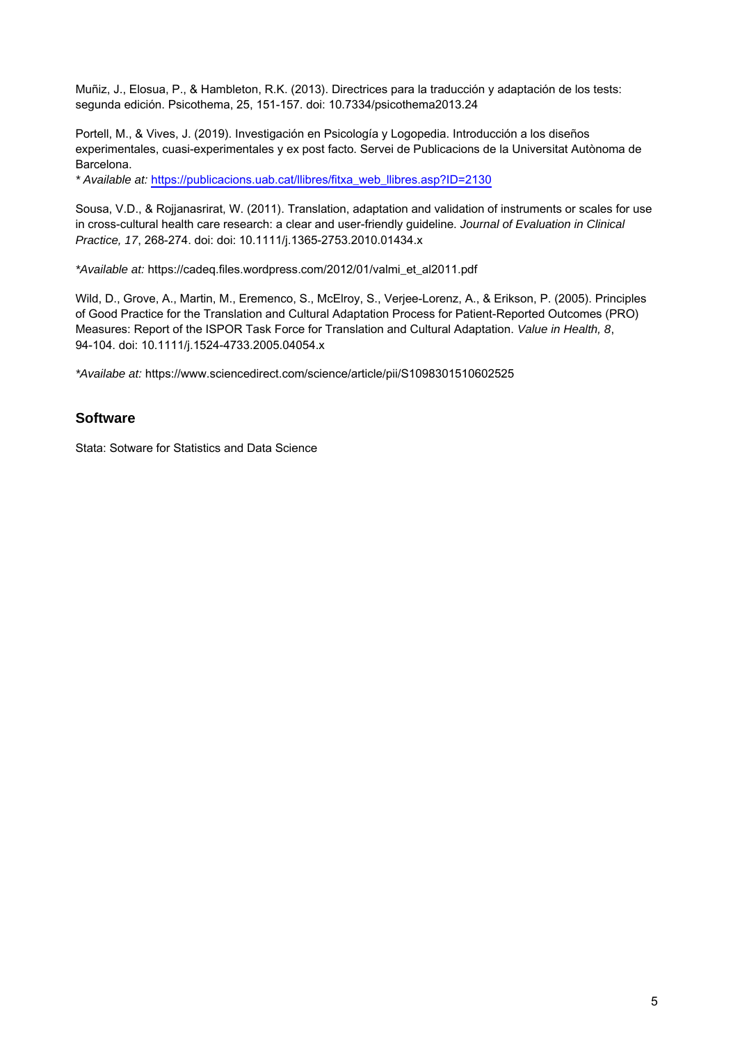Muñiz, J., Elosua, P., & Hambleton, R.K. (2013). Directrices para la traducción y adaptación de los tests: segunda edición. Psicothema, 25, 151-157. doi: 10.7334/psicothema2013.24

Portell, M., & Vives, J. (2019). Investigación en Psicología y Logopedia. Introducción a los diseños experimentales, cuasi-experimentales y ex post facto. Servei de Publicacions de la Universitat Autònoma de Barcelona.
*\* Available at:* [https://publicacions.uab.cat/llibres/fitxa_web_llibres.asp?ID=2130](https://publicacions.uab.cat/llibres/fitxa_web_llibres.asp?ID=2130)

Sousa, V.D., & Rojjanasrirat, W. (2011). Translation, adaptation and validation of instruments or scales for use in cross-cultural health care research: a clear and user-friendly guideline. *Journal of Evaluation in Clinical Practice, 17*, 268-274. doi: doi: 10.1111/j.1365-2753.2010.01434.x

*\*Available at:* https://cadeq.files.wordpress.com/2012/01/valmi_et_al2011.pdf

Wild, D., Grove, A., Martin, M., Eremenco, S., McElroy, S., Verjee-Lorenz, A., & Erikson, P. (2005). Principles of Good Practice for the Translation and Cultural Adaptation Process for Patient-Reported Outcomes (PRO) Measures: Report of the ISPOR Task Force for Translation and Cultural Adaptation. *Value in Health, 8*, 94-104. doi: 10.1111/j.1524-4733.2005.04054.x

*\*Availabe at:* https://www.sciencedirect.com/science/article/pii/S1098301510602525

## Software

Stata: Sotware for Statistics and Data Science